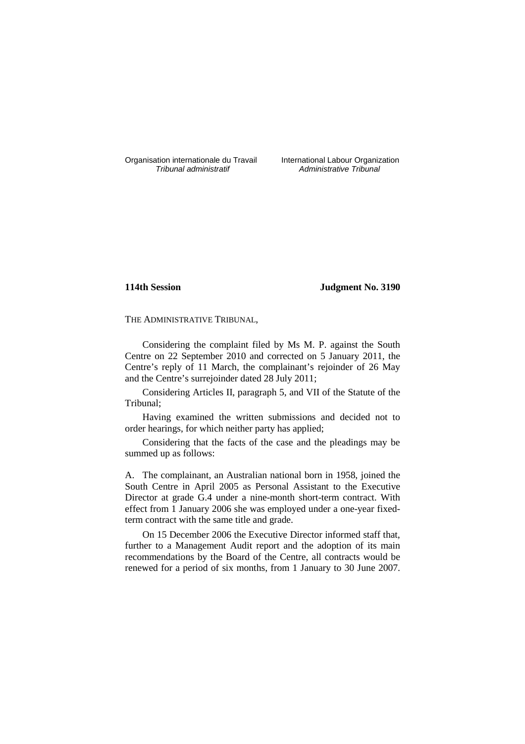Organisation internationale du Travail
*Tribunal administratif*

International Labour Organization
*Administrative Tribunal*

**114th Session** **Judgment No. 3190**

THE ADMINISTRATIVE TRIBUNAL,

Considering the complaint filed by Ms M. P. against the South Centre on 22 September 2010 and corrected on 5 January 2011, the Centre's reply of 11 March, the complainant's rejoinder of 26 May and the Centre's surrejoinder dated 28 July 2011;

Considering Articles II, paragraph 5, and VII of the Statute of the Tribunal;

Having examined the written submissions and decided not to order hearings, for which neither party has applied;

Considering that the facts of the case and the pleadings may be summed up as follows:

A. The complainant, an Australian national born in 1958, joined the South Centre in April 2005 as Personal Assistant to the Executive Director at grade G.4 under a nine-month short-term contract. With effect from 1 January 2006 she was employed under a one-year fixed-term contract with the same title and grade.

On 15 December 2006 the Executive Director informed staff that, further to a Management Audit report and the adoption of its main recommendations by the Board of the Centre, all contracts would be renewed for a period of six months, from 1 January to 30 June 2007.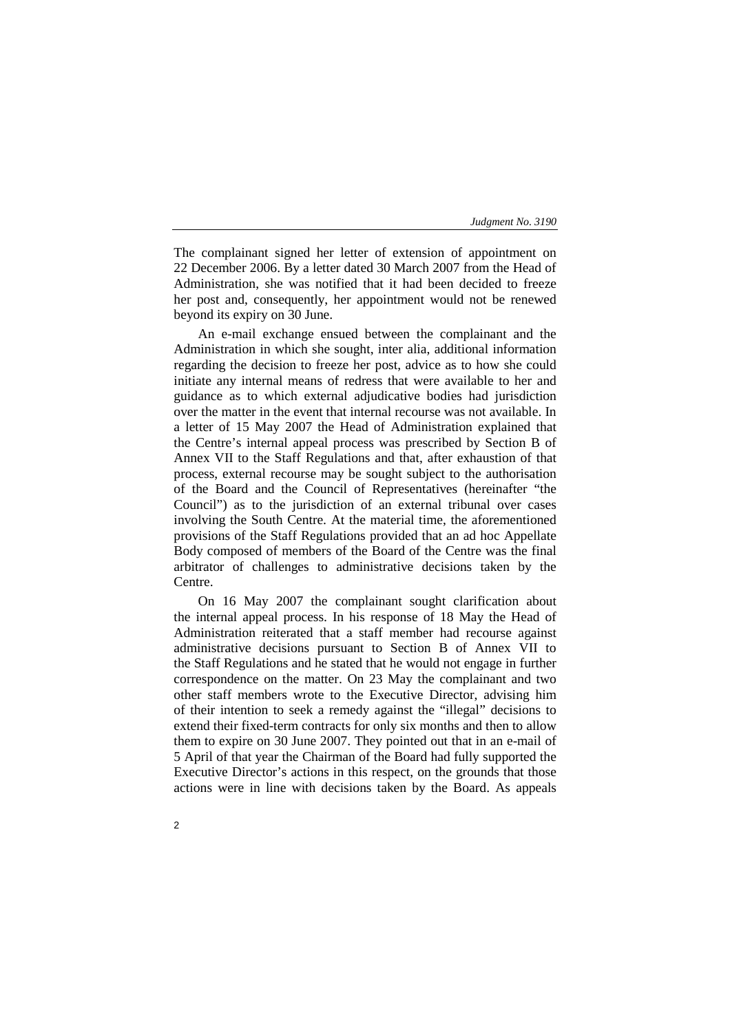The complainant signed her letter of extension of appointment on 22 December 2006. By a letter dated 30 March 2007 from the Head of Administration, she was notified that it had been decided to freeze her post and, consequently, her appointment would not be renewed beyond its expiry on 30 June.

An e-mail exchange ensued between the complainant and the Administration in which she sought, inter alia, additional information regarding the decision to freeze her post, advice as to how she could initiate any internal means of redress that were available to her and guidance as to which external adjudicative bodies had jurisdiction over the matter in the event that internal recourse was not available. In a letter of 15 May 2007 the Head of Administration explained that the Centre's internal appeal process was prescribed by Section B of Annex VII to the Staff Regulations and that, after exhaustion of that process, external recourse may be sought subject to the authorisation of the Board and the Council of Representatives (hereinafter "the Council") as to the jurisdiction of an external tribunal over cases involving the South Centre. At the material time, the aforementioned provisions of the Staff Regulations provided that an ad hoc Appellate Body composed of members of the Board of the Centre was the final arbitrator of challenges to administrative decisions taken by the Centre.

On 16 May 2007 the complainant sought clarification about the internal appeal process. In his response of 18 May the Head of Administration reiterated that a staff member had recourse against administrative decisions pursuant to Section B of Annex VII to the Staff Regulations and he stated that he would not engage in further correspondence on the matter. On 23 May the complainant and two other staff members wrote to the Executive Director, advising him of their intention to seek a remedy against the "illegal" decisions to extend their fixed-term contracts for only six months and then to allow them to expire on 30 June 2007. They pointed out that in an e-mail of 5 April of that year the Chairman of the Board had fully supported the Executive Director's actions in this respect, on the grounds that those actions were in line with decisions taken by the Board. As appeals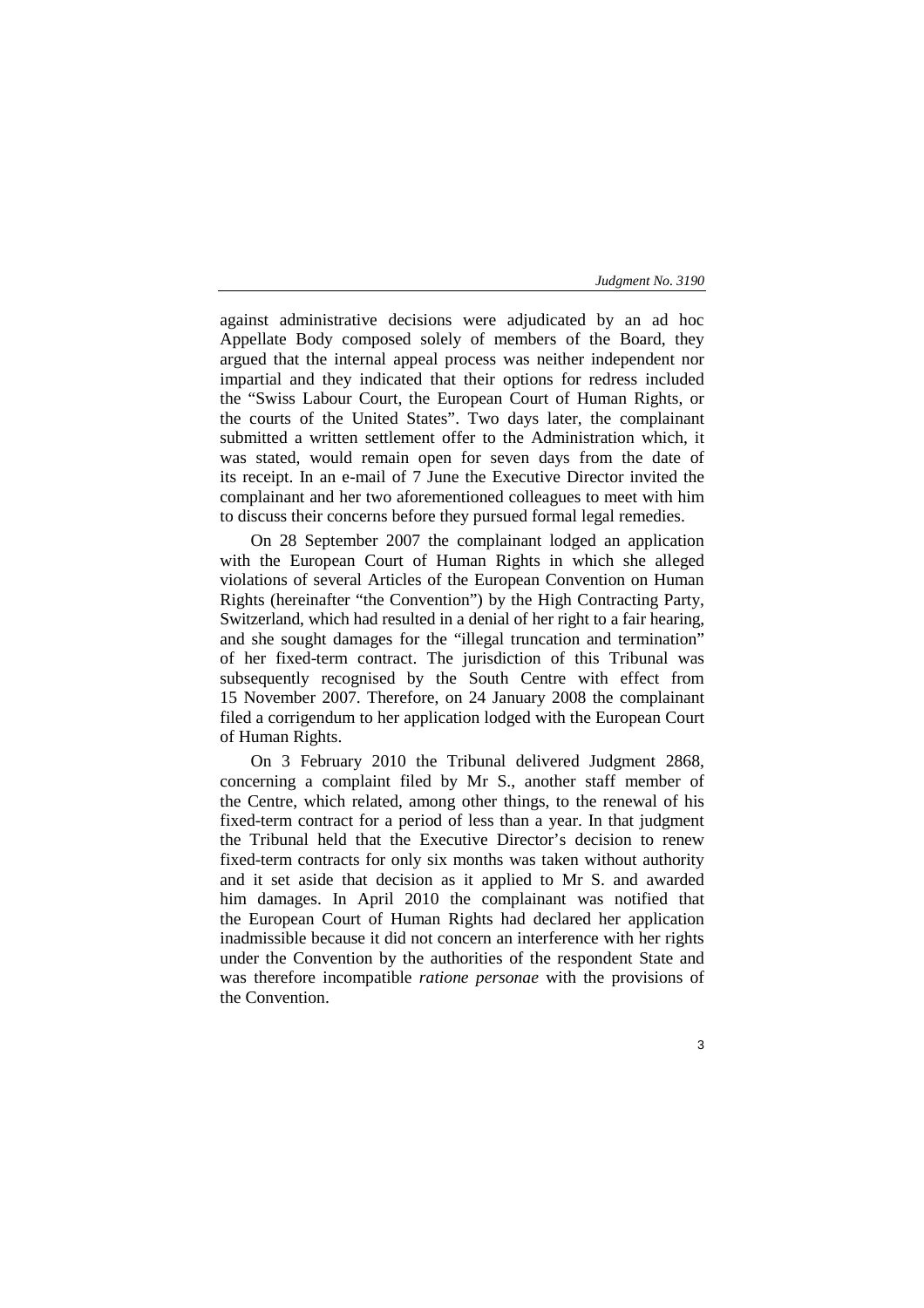against administrative decisions were adjudicated by an ad hoc Appellate Body composed solely of members of the Board, they argued that the internal appeal process was neither independent nor impartial and they indicated that their options for redress included the "Swiss Labour Court, the European Court of Human Rights, or the courts of the United States". Two days later, the complainant submitted a written settlement offer to the Administration which, it was stated, would remain open for seven days from the date of its receipt. In an e-mail of 7 June the Executive Director invited the complainant and her two aforementioned colleagues to meet with him to discuss their concerns before they pursued formal legal remedies.

On 28 September 2007 the complainant lodged an application with the European Court of Human Rights in which she alleged violations of several Articles of the European Convention on Human Rights (hereinafter "the Convention") by the High Contracting Party, Switzerland, which had resulted in a denial of her right to a fair hearing, and she sought damages for the "illegal truncation and termination" of her fixed-term contract. The jurisdiction of this Tribunal was subsequently recognised by the South Centre with effect from 15 November 2007. Therefore, on 24 January 2008 the complainant filed a corrigendum to her application lodged with the European Court of Human Rights.

On 3 February 2010 the Tribunal delivered Judgment 2868, concerning a complaint filed by Mr S., another staff member of the Centre, which related, among other things, to the renewal of his fixed-term contract for a period of less than a year. In that judgment the Tribunal held that the Executive Director's decision to renew fixed-term contracts for only six months was taken without authority and it set aside that decision as it applied to Mr S. and awarded him damages. In April 2010 the complainant was notified that the European Court of Human Rights had declared her application inadmissible because it did not concern an interference with her rights under the Convention by the authorities of the respondent State and was therefore incompatible *ratione personae* with the provisions of the Convention.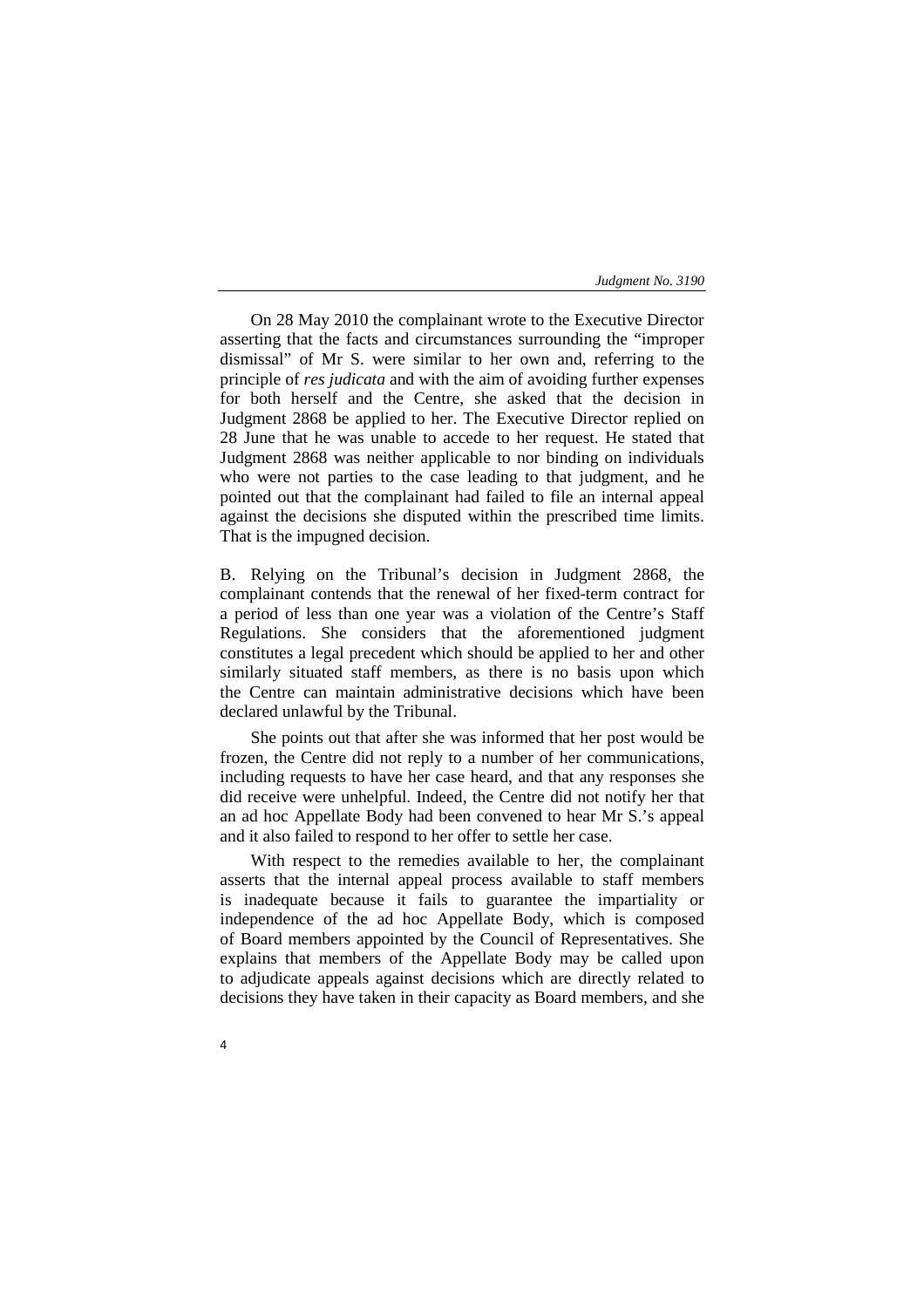On 28 May 2010 the complainant wrote to the Executive Director asserting that the facts and circumstances surrounding the "improper dismissal" of Mr S. were similar to her own and, referring to the principle of *res judicata* and with the aim of avoiding further expenses for both herself and the Centre, she asked that the decision in Judgment 2868 be applied to her. The Executive Director replied on 28 June that he was unable to accede to her request. He stated that Judgment 2868 was neither applicable to nor binding on individuals who were not parties to the case leading to that judgment, and he pointed out that the complainant had failed to file an internal appeal against the decisions she disputed within the prescribed time limits. That is the impugned decision.

B. Relying on the Tribunal's decision in Judgment 2868, the complainant contends that the renewal of her fixed-term contract for a period of less than one year was a violation of the Centre's Staff Regulations. She considers that the aforementioned judgment constitutes a legal precedent which should be applied to her and other similarly situated staff members, as there is no basis upon which the Centre can maintain administrative decisions which have been declared unlawful by the Tribunal.

She points out that after she was informed that her post would be frozen, the Centre did not reply to a number of her communications, including requests to have her case heard, and that any responses she did receive were unhelpful. Indeed, the Centre did not notify her that an ad hoc Appellate Body had been convened to hear Mr S.'s appeal and it also failed to respond to her offer to settle her case.

With respect to the remedies available to her, the complainant asserts that the internal appeal process available to staff members is inadequate because it fails to guarantee the impartiality or independence of the ad hoc Appellate Body, which is composed of Board members appointed by the Council of Representatives. She explains that members of the Appellate Body may be called upon to adjudicate appeals against decisions which are directly related to decisions they have taken in their capacity as Board members, and she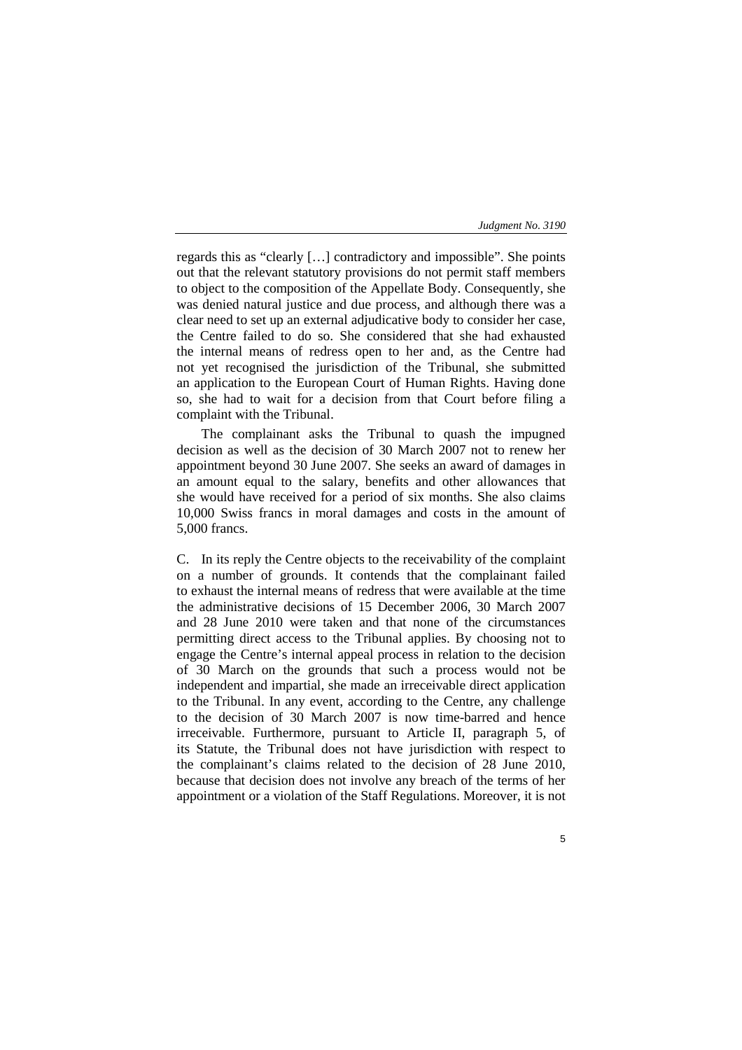regards this as "clearly […] contradictory and impossible". She points out that the relevant statutory provisions do not permit staff members to object to the composition of the Appellate Body. Consequently, she was denied natural justice and due process, and although there was a clear need to set up an external adjudicative body to consider her case, the Centre failed to do so. She considered that she had exhausted the internal means of redress open to her and, as the Centre had not yet recognised the jurisdiction of the Tribunal, she submitted an application to the European Court of Human Rights. Having done so, she had to wait for a decision from that Court before filing a complaint with the Tribunal.

The complainant asks the Tribunal to quash the impugned decision as well as the decision of 30 March 2007 not to renew her appointment beyond 30 June 2007. She seeks an award of damages in an amount equal to the salary, benefits and other allowances that she would have received for a period of six months. She also claims 10,000 Swiss francs in moral damages and costs in the amount of 5,000 francs.

C. In its reply the Centre objects to the receivability of the complaint on a number of grounds. It contends that the complainant failed to exhaust the internal means of redress that were available at the time the administrative decisions of 15 December 2006, 30 March 2007 and 28 June 2010 were taken and that none of the circumstances permitting direct access to the Tribunal applies. By choosing not to engage the Centre's internal appeal process in relation to the decision of 30 March on the grounds that such a process would not be independent and impartial, she made an irreceivable direct application to the Tribunal. In any event, according to the Centre, any challenge to the decision of 30 March 2007 is now time-barred and hence irreceivable. Furthermore, pursuant to Article II, paragraph 5, of its Statute, the Tribunal does not have jurisdiction with respect to the complainant's claims related to the decision of 28 June 2010, because that decision does not involve any breach of the terms of her appointment or a violation of the Staff Regulations. Moreover, it is not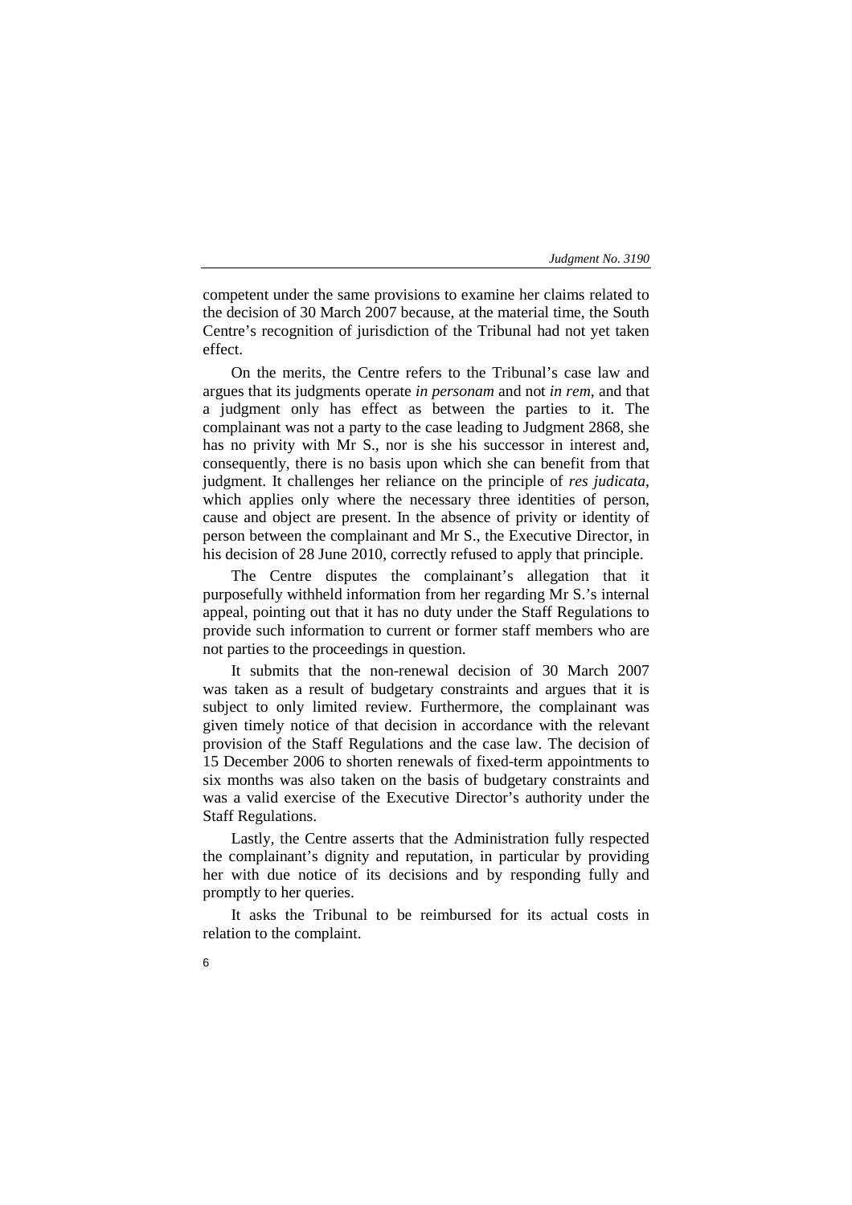competent under the same provisions to examine her claims related to the decision of 30 March 2007 because, at the material time, the South Centre's recognition of jurisdiction of the Tribunal had not yet taken effect.

On the merits, the Centre refers to the Tribunal's case law and argues that its judgments operate *in personam* and not *in rem*, and that a judgment only has effect as between the parties to it. The complainant was not a party to the case leading to Judgment 2868, she has no privity with Mr S., nor is she his successor in interest and, consequently, there is no basis upon which she can benefit from that judgment. It challenges her reliance on the principle of *res judicata*, which applies only where the necessary three identities of person, cause and object are present. In the absence of privity or identity of person between the complainant and Mr S., the Executive Director, in his decision of 28 June 2010, correctly refused to apply that principle.

The Centre disputes the complainant's allegation that it purposefully withheld information from her regarding Mr S.'s internal appeal, pointing out that it has no duty under the Staff Regulations to provide such information to current or former staff members who are not parties to the proceedings in question.

It submits that the non-renewal decision of 30 March 2007 was taken as a result of budgetary constraints and argues that it is subject to only limited review. Furthermore, the complainant was given timely notice of that decision in accordance with the relevant provision of the Staff Regulations and the case law. The decision of 15 December 2006 to shorten renewals of fixed-term appointments to six months was also taken on the basis of budgetary constraints and was a valid exercise of the Executive Director's authority under the Staff Regulations.

Lastly, the Centre asserts that the Administration fully respected the complainant's dignity and reputation, in particular by providing her with due notice of its decisions and by responding fully and promptly to her queries.

It asks the Tribunal to be reimbursed for its actual costs in relation to the complaint.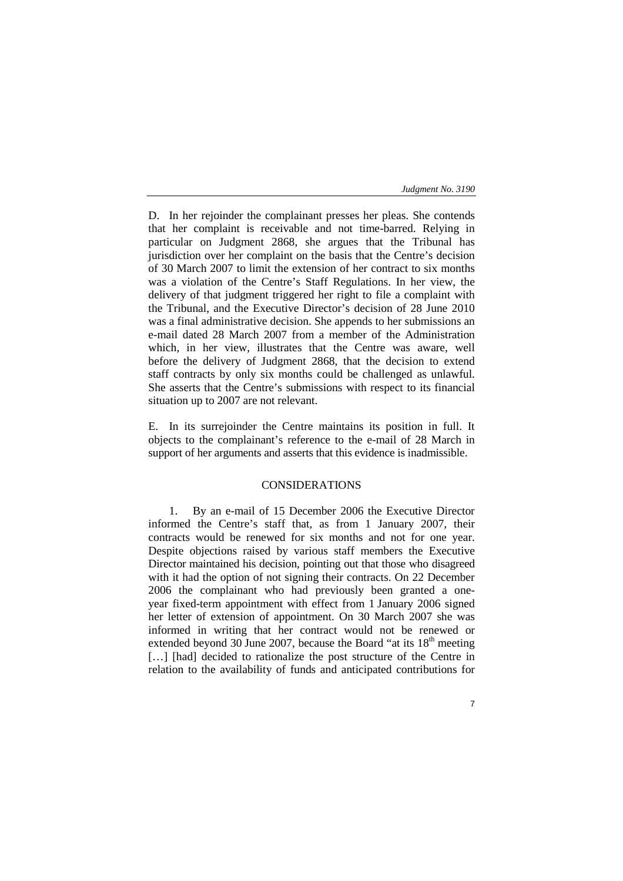D. In her rejoinder the complainant presses her pleas. She contends that her complaint is receivable and not time-barred. Relying in particular on Judgment 2868, she argues that the Tribunal has jurisdiction over her complaint on the basis that the Centre's decision of 30 March 2007 to limit the extension of her contract to six months was a violation of the Centre's Staff Regulations. In her view, the delivery of that judgment triggered her right to file a complaint with the Tribunal, and the Executive Director's decision of 28 June 2010 was a final administrative decision. She appends to her submissions an e-mail dated 28 March 2007 from a member of the Administration which, in her view, illustrates that the Centre was aware, well before the delivery of Judgment 2868, that the decision to extend staff contracts by only six months could be challenged as unlawful. She asserts that the Centre's submissions with respect to its financial situation up to 2007 are not relevant.

E. In its surrejoinder the Centre maintains its position in full. It objects to the complainant's reference to the e-mail of 28 March in support of her arguments and asserts that this evidence is inadmissible.

## CONSIDERATIONS

1. By an e-mail of 15 December 2006 the Executive Director informed the Centre's staff that, as from 1 January 2007, their contracts would be renewed for six months and not for one year. Despite objections raised by various staff members the Executive Director maintained his decision, pointing out that those who disagreed with it had the option of not signing their contracts. On 22 December 2006 the complainant who had previously been granted a one-year fixed-term appointment with effect from 1 January 2006 signed her letter of extension of appointment. On 30 March 2007 she was informed in writing that her contract would not be renewed or extended beyond 30 June 2007, because the Board "at its 18th meeting […] [had] decided to rationalize the post structure of the Centre in relation to the availability of funds and anticipated contributions for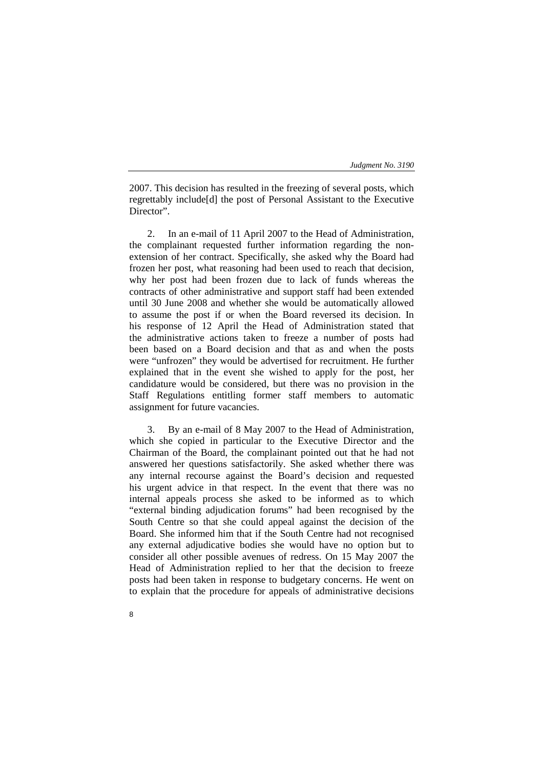2007. This decision has resulted in the freezing of several posts, which regrettably include[d] the post of Personal Assistant to the Executive Director".

2. In an e-mail of 11 April 2007 to the Head of Administration, the complainant requested further information regarding the non-extension of her contract. Specifically, she asked why the Board had frozen her post, what reasoning had been used to reach that decision, why her post had been frozen due to lack of funds whereas the contracts of other administrative and support staff had been extended until 30 June 2008 and whether she would be automatically allowed to assume the post if or when the Board reversed its decision. In his response of 12 April the Head of Administration stated that the administrative actions taken to freeze a number of posts had been based on a Board decision and that as and when the posts were "unfrozen" they would be advertised for recruitment. He further explained that in the event she wished to apply for the post, her candidature would be considered, but there was no provision in the Staff Regulations entitling former staff members to automatic assignment for future vacancies.

3. By an e-mail of 8 May 2007 to the Head of Administration, which she copied in particular to the Executive Director and the Chairman of the Board, the complainant pointed out that he had not answered her questions satisfactorily. She asked whether there was any internal recourse against the Board's decision and requested his urgent advice in that respect. In the event that there was no internal appeals process she asked to be informed as to which "external binding adjudication forums" had been recognised by the South Centre so that she could appeal against the decision of the Board. She informed him that if the South Centre had not recognised any external adjudicative bodies she would have no option but to consider all other possible avenues of redress. On 15 May 2007 the Head of Administration replied to her that the decision to freeze posts had been taken in response to budgetary concerns. He went on to explain that the procedure for appeals of administrative decisions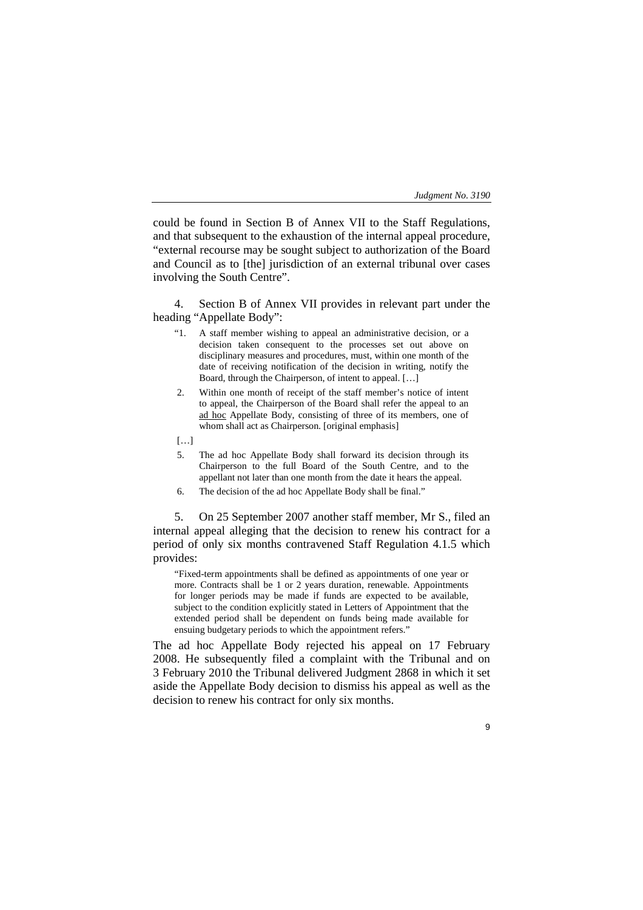could be found in Section B of Annex VII to the Staff Regulations, and that subsequent to the exhaustion of the internal appeal procedure, "external recourse may be sought subject to authorization of the Board and Council as to [the] jurisdiction of an external tribunal over cases involving the South Centre".

4. Section B of Annex VII provides in relevant part under the heading "Appellate Body":

> "1. A staff member wishing to appeal an administrative decision, or a decision taken consequent to the processes set out above on disciplinary measures and procedures, must, within one month of the date of receiving notification of the decision in writing, notify the Board, through the Chairperson, of intent to appeal. […]
>
> 2. Within one month of receipt of the staff member's notice of intent to appeal, the Chairperson of the Board shall refer the appeal to an <u>ad hoc</u> Appellate Body, consisting of three of its members, one of whom shall act as Chairperson. [original emphasis]
>
> […]
>
> 5. The ad hoc Appellate Body shall forward its decision through its Chairperson to the full Board of the South Centre, and to the appellant not later than one month from the date it hears the appeal.
>
> 6. The decision of the ad hoc Appellate Body shall be final."

5. On 25 September 2007 another staff member, Mr S., filed an internal appeal alleging that the decision to renew his contract for a period of only six months contravened Staff Regulation 4.1.5 which provides:

> "Fixed-term appointments shall be defined as appointments of one year or more. Contracts shall be 1 or 2 years duration, renewable. Appointments for longer periods may be made if funds are expected to be available, subject to the condition explicitly stated in Letters of Appointment that the extended period shall be dependent on funds being made available for ensuing budgetary periods to which the appointment refers."

The ad hoc Appellate Body rejected his appeal on 17 February 2008. He subsequently filed a complaint with the Tribunal and on 3 February 2010 the Tribunal delivered Judgment 2868 in which it set aside the Appellate Body decision to dismiss his appeal as well as the decision to renew his contract for only six months.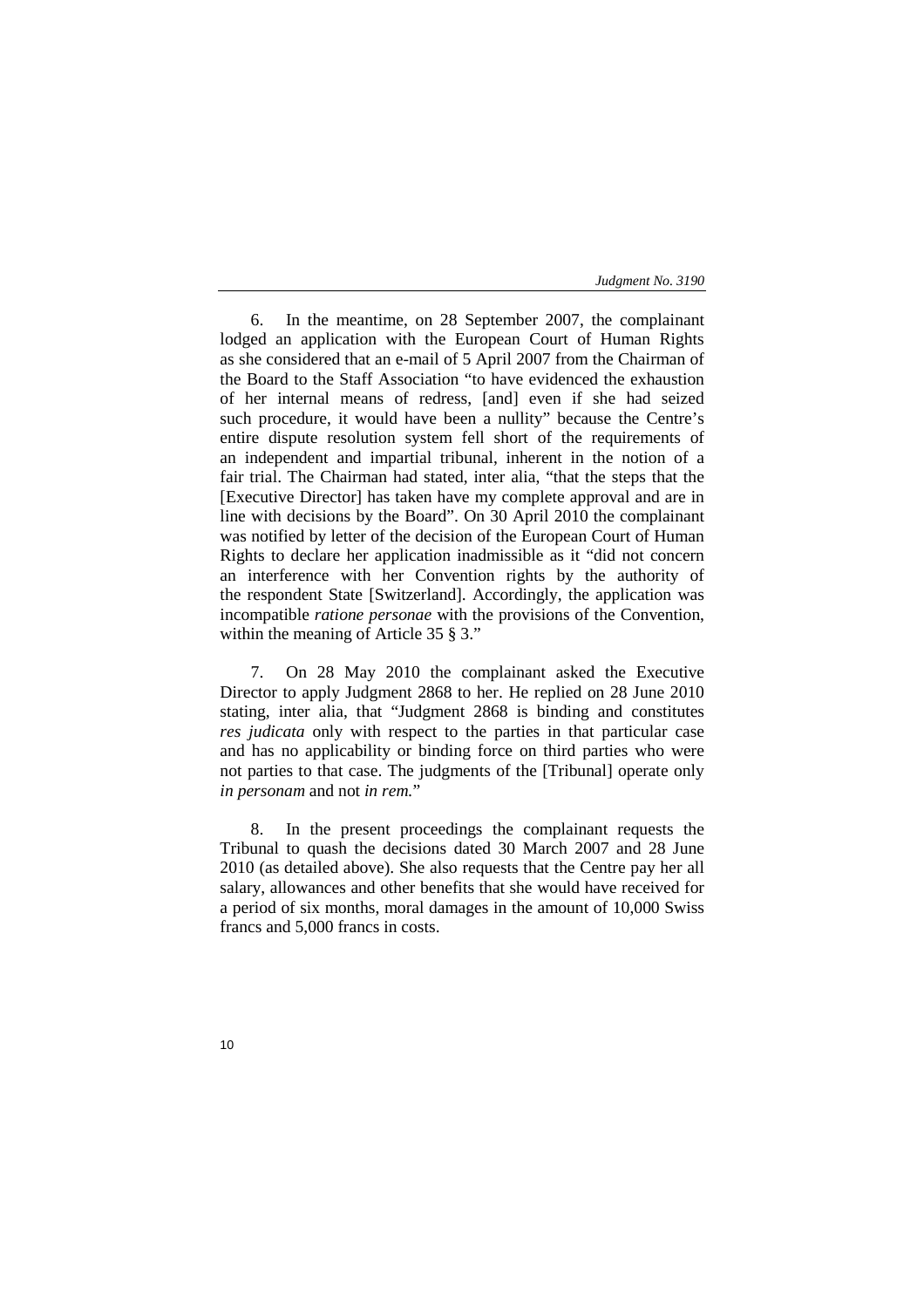6. In the meantime, on 28 September 2007, the complainant lodged an application with the European Court of Human Rights as she considered that an e-mail of 5 April 2007 from the Chairman of the Board to the Staff Association "to have evidenced the exhaustion of her internal means of redress, [and] even if she had seized such procedure, it would have been a nullity" because the Centre's entire dispute resolution system fell short of the requirements of an independent and impartial tribunal, inherent in the notion of a fair trial. The Chairman had stated, inter alia, "that the steps that the [Executive Director] has taken have my complete approval and are in line with decisions by the Board". On 30 April 2010 the complainant was notified by letter of the decision of the European Court of Human Rights to declare her application inadmissible as it "did not concern an interference with her Convention rights by the authority of the respondent State [Switzerland]. Accordingly, the application was incompatible *ratione personae* with the provisions of the Convention, within the meaning of Article 35 § 3."

7. On 28 May 2010 the complainant asked the Executive Director to apply Judgment 2868 to her. He replied on 28 June 2010 stating, inter alia, that "Judgment 2868 is binding and constitutes *res judicata* only with respect to the parties in that particular case and has no applicability or binding force on third parties who were not parties to that case. The judgments of the [Tribunal] operate only *in personam* and not *in rem.*"

8. In the present proceedings the complainant requests the Tribunal to quash the decisions dated 30 March 2007 and 28 June 2010 (as detailed above). She also requests that the Centre pay her all salary, allowances and other benefits that she would have received for a period of six months, moral damages in the amount of 10,000 Swiss francs and 5,000 francs in costs.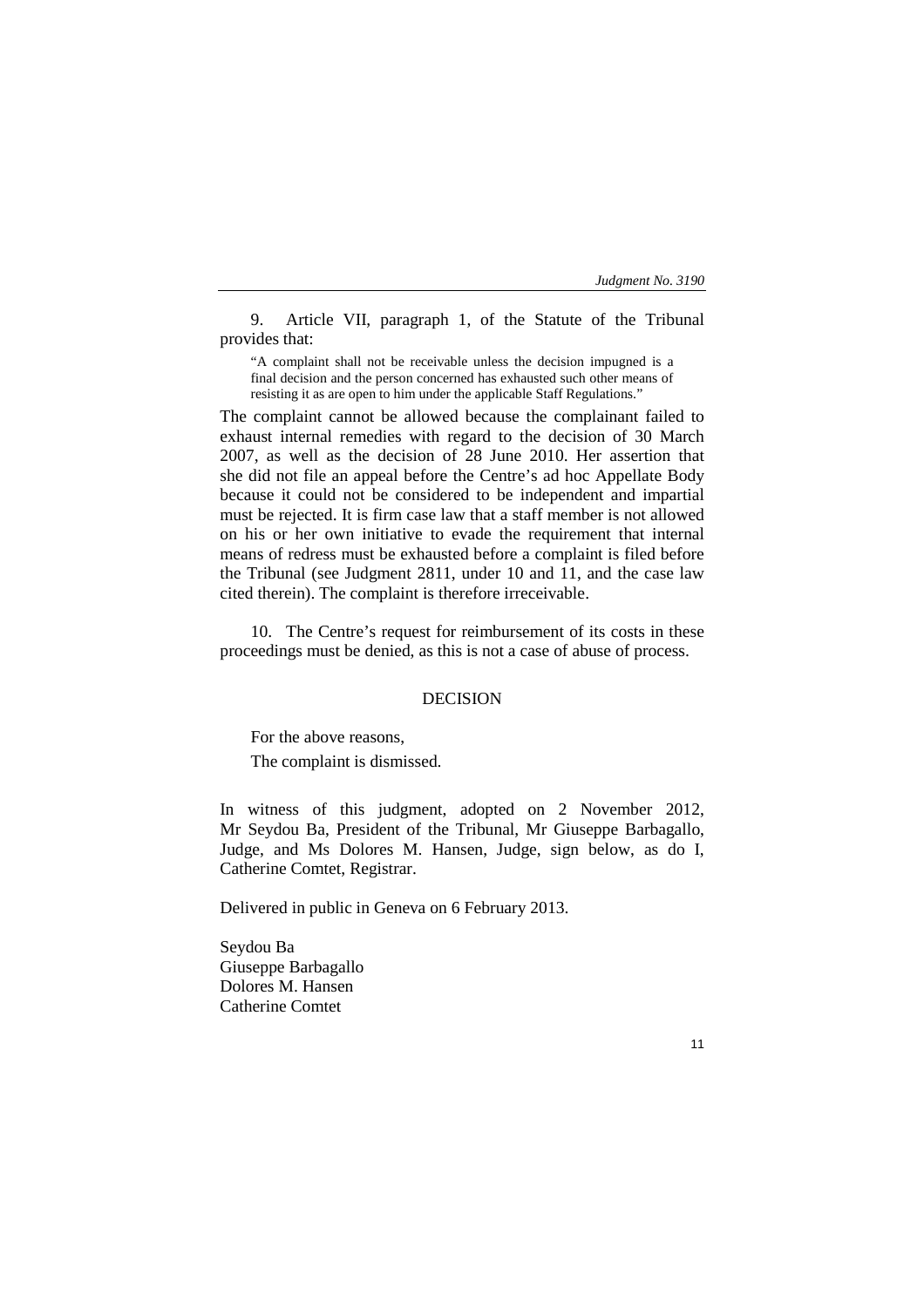9. Article VII, paragraph 1, of the Statute of the Tribunal provides that:

> "A complaint shall not be receivable unless the decision impugned is a final decision and the person concerned has exhausted such other means of resisting it as are open to him under the applicable Staff Regulations."

The complaint cannot be allowed because the complainant failed to exhaust internal remedies with regard to the decision of 30 March 2007, as well as the decision of 28 June 2010. Her assertion that she did not file an appeal before the Centre's ad hoc Appellate Body because it could not be considered to be independent and impartial must be rejected. It is firm case law that a staff member is not allowed on his or her own initiative to evade the requirement that internal means of redress must be exhausted before a complaint is filed before the Tribunal (see Judgment 2811, under 10 and 11, and the case law cited therein). The complaint is therefore irreceivable.

10. The Centre's request for reimbursement of its costs in these proceedings must be denied, as this is not a case of abuse of process.

## DECISION

For the above reasons,

The complaint is dismissed.

In witness of this judgment, adopted on 2 November 2012, Mr Seydou Ba, President of the Tribunal, Mr Giuseppe Barbagallo, Judge, and Ms Dolores M. Hansen, Judge, sign below, as do I, Catherine Comtet, Registrar.

Delivered in public in Geneva on 6 February 2013.

Seydou Ba
Giuseppe Barbagallo
Dolores M. Hansen
Catherine Comtet